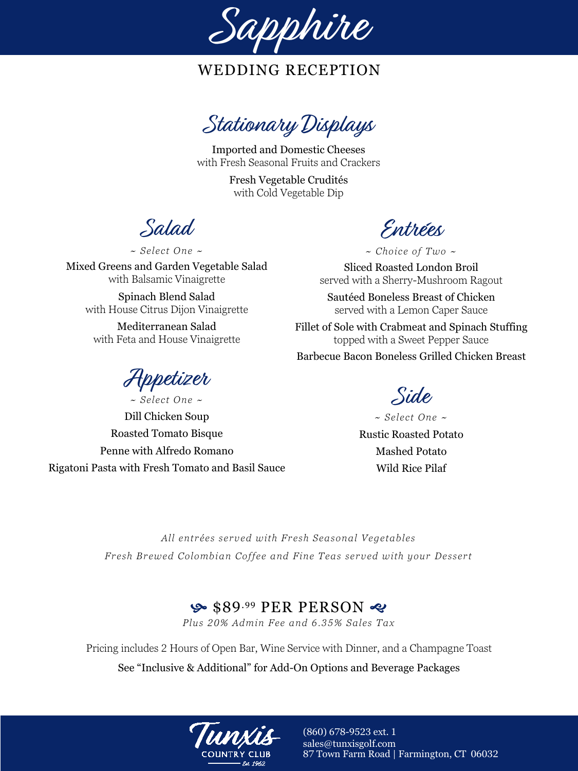# Sapphire

## WEDDING RECEPTION

## Stationary Displays

**Imported and Domestic Cheeses**
with Fresh Seasonal Fruits and Crackers

**Fresh Vegetable Crudités**
with Cold Vegetable Dip

## Salad

*~ Select One ~*

**Mixed Greens and Garden Vegetable Salad**
with Balsamic Vinaigrette

**Spinach Blend Salad**
with House Citrus Dijon Vinaigrette

**Mediterranean Salad**
with Feta and House Vinaigrette

## Appetizer

*~ Select One ~*

Dill Chicken Soup

Roasted Tomato Bisque

Penne with Alfredo Romano

Rigatoni Pasta with Fresh Tomato and Basil Sauce

## Entrées

*~ Choice of Two ~*

**Sliced Roasted London Broil**
served with a Sherry-Mushroom Ragout

**Sautéed Boneless Breast of Chicken**
served with a Lemon Caper Sauce

**Fillet of Sole with Crabmeat and Spinach Stuffing**
topped with a Sweet Pepper Sauce

**Barbecue Bacon Boneless Grilled Chicken Breast**

## Side

*~ Select One ~*

Rustic Roasted Potato

Mashed Potato

Wild Rice Pilaf

*All entrées served with Fresh Seasonal Vegetables*

*Fresh Brewed Colombian Coffee and Fine Teas served with your Dessert*

### $89.99 PER PERSON

*Plus 20% Admin Fee and 6.35% Sales Tax*

Pricing includes 2 Hours of Open Bar, Wine Service with Dinner, and a Champagne Toast

See "Inclusive & Additional" for Add-On Options and Beverage Packages

Tunxis Country Club Est. 1962

(860) 678-9523 ext. 1
sales@tunxisgolf.com
87 Town Farm Road | Farmington, CT 06032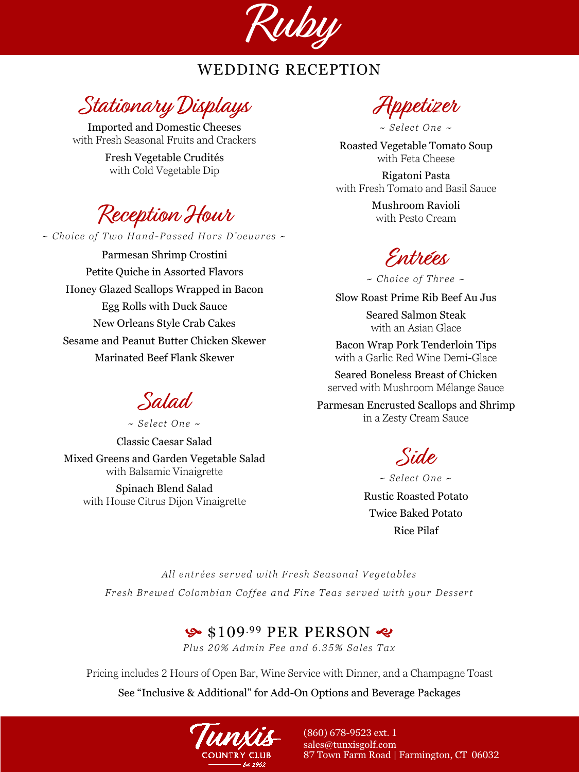# Ruby

## WEDDING RECEPTION

### Stationary Displays

Imported and Domestic Cheeses
with Fresh Seasonal Fruits and Crackers

Fresh Vegetable Crudités
with Cold Vegetable Dip

### Reception Hour

*~ Choice of Two Hand-Passed Hors D'oeuvres ~*

Parmesan Shrimp Crostini
Petite Quiche in Assorted Flavors
Honey Glazed Scallops Wrapped in Bacon
Egg Rolls with Duck Sauce
New Orleans Style Crab Cakes
Sesame and Peanut Butter Chicken Skewer
Marinated Beef Flank Skewer

### Salad

*~ Select One ~*

Classic Caesar Salad

Mixed Greens and Garden Vegetable Salad
with Balsamic Vinaigrette

Spinach Blend Salad
with House Citrus Dijon Vinaigrette

### Appetizer

*~ Select One ~*

Roasted Vegetable Tomato Soup
with Feta Cheese

Rigatoni Pasta
with Fresh Tomato and Basil Sauce

Mushroom Ravioli
with Pesto Cream

### Entrées

*~ Choice of Three ~*

Slow Roast Prime Rib Beef Au Jus

Seared Salmon Steak
with an Asian Glace

Bacon Wrap Pork Tenderloin Tips
with a Garlic Red Wine Demi-Glace

Seared Boneless Breast of Chicken
served with Mushroom Mélange Sauce

Parmesan Encrusted Scallops and Shrimp
in a Zesty Cream Sauce

### Side

*~ Select One ~*

Rustic Roasted Potato
Twice Baked Potato
Rice Pilaf

*All entrées served with Fresh Seasonal Vegetables*

*Fresh Brewed Colombian Coffee and Fine Teas served with your Dessert*

**$109.99 PER PERSON**

*Plus 20% Admin Fee and 6.35% Sales Tax*

Pricing includes 2 Hours of Open Bar, Wine Service with Dinner, and a Champagne Toast

See "Inclusive & Additional" for Add-On Options and Beverage Packages

Tunxis Country Club Est. 1962

(860) 678-9523 ext. 1
sales@tunxisgolf.com
87 Town Farm Road | Farmington, CT 06032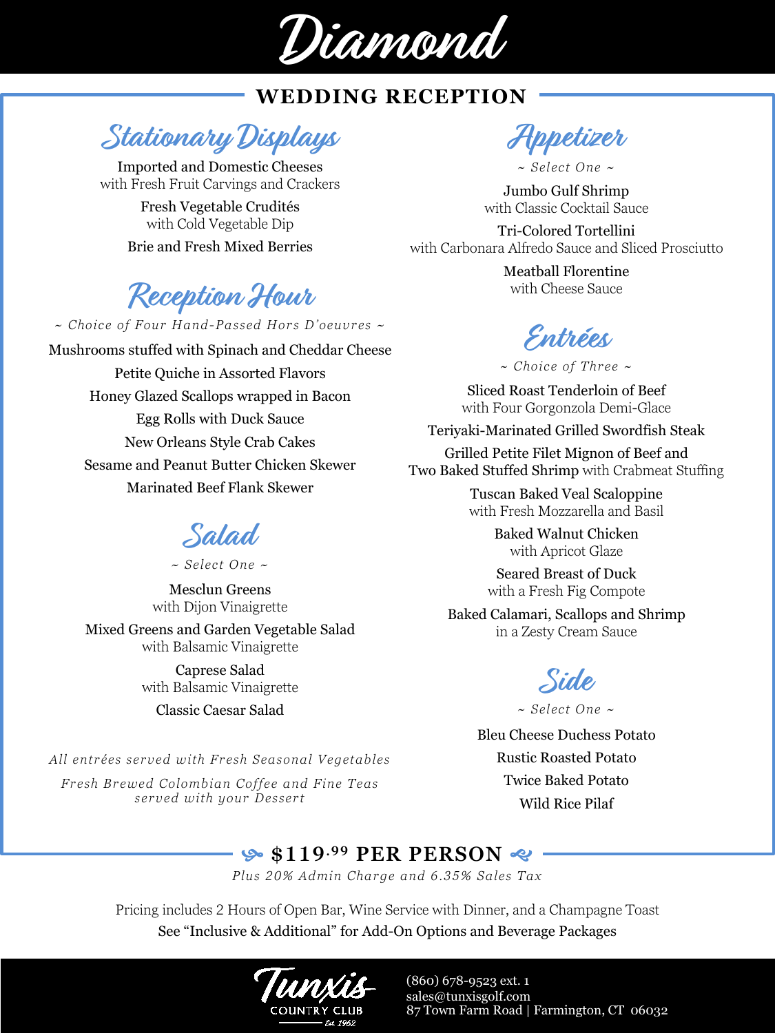# Diamond

## WEDDING RECEPTION

### Stationary Displays

**Imported and Domestic Cheeses**
with Fresh Fruit Carvings and Crackers

**Fresh Vegetable Crudités**
with Cold Vegetable Dip

**Brie and Fresh Mixed Berries**

### Reception Hour

*~ Choice of Four Hand-Passed Hors D'oeuvres ~*

Mushrooms stuffed with Spinach and Cheddar Cheese

Petite Quiche in Assorted Flavors

Honey Glazed Scallops wrapped in Bacon

Egg Rolls with Duck Sauce

New Orleans Style Crab Cakes

Sesame and Peanut Butter Chicken Skewer

Marinated Beef Flank Skewer

### Salad

*~ Select One ~*

**Mesclun Greens**
with Dijon Vinaigrette

**Mixed Greens and Garden Vegetable Salad**
with Balsamic Vinaigrette

**Caprese Salad**
with Balsamic Vinaigrette

**Classic Caesar Salad**

*All entrées served with Fresh Seasonal Vegetables*

*Fresh Brewed Colombian Coffee and Fine Teas served with your Dessert*

### Appetizer

*~ Select One ~*

**Jumbo Gulf Shrimp**
with Classic Cocktail Sauce

**Tri-Colored Tortellini**
with Carbonara Alfredo Sauce and Sliced Prosciutto

**Meatball Florentine**
with Cheese Sauce

### Entrées

*~ Choice of Three ~*

**Sliced Roast Tenderloin of Beef**
with Four Gorgonzola Demi-Glace

**Teriyaki-Marinated Grilled Swordfish Steak**

**Grilled Petite Filet Mignon of Beef and Two Baked Stuffed Shrimp** with Crabmeat Stuffing

**Tuscan Baked Veal Scaloppine**
with Fresh Mozzarella and Basil

**Baked Walnut Chicken**
with Apricot Glaze

**Seared Breast of Duck**
with a Fresh Fig Compote

**Baked Calamari, Scallops and Shrimp**
in a Zesty Cream Sauce

### Side

*~ Select One ~*

Bleu Cheese Duchess Potato

Rustic Roasted Potato

Twice Baked Potato

Wild Rice Pilaf

## $119.99 PER PERSON

*Plus 20% Admin Charge and 6.35% Sales Tax*

Pricing includes 2 Hours of Open Bar, Wine Service with Dinner, and a Champagne Toast

See "Inclusive & Additional" for Add-On Options and Beverage Packages

Tunxis Country Club
Est. 1962

(860) 678-9523 ext. 1
sales@tunxisgolf.com
87 Town Farm Road | Farmington, CT 06032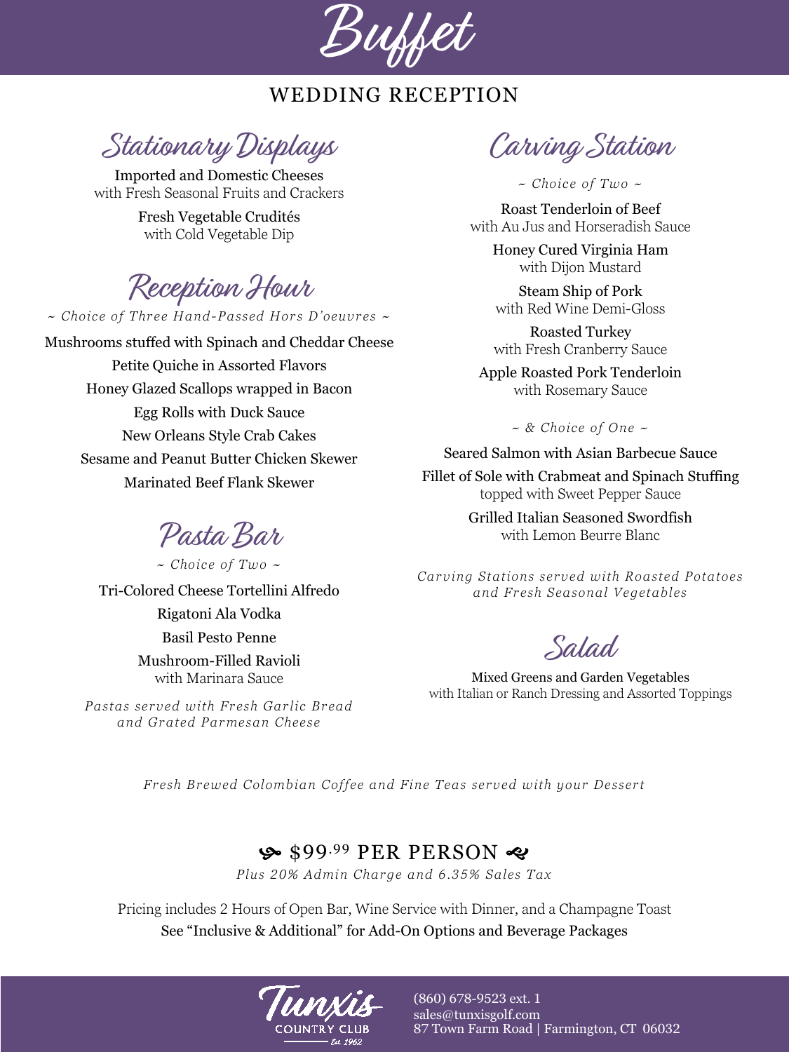# Buffet

## WEDDING RECEPTION

### Stationary Displays

Imported and Domestic Cheeses
with Fresh Seasonal Fruits and Crackers

Fresh Vegetable Crudités
with Cold Vegetable Dip

### Reception Hour

*~ Choice of Three Hand-Passed Hors D'oeuvres ~*

Mushrooms stuffed with Spinach and Cheddar Cheese

Petite Quiche in Assorted Flavors

Honey Glazed Scallops wrapped in Bacon

Egg Rolls with Duck Sauce

New Orleans Style Crab Cakes

Sesame and Peanut Butter Chicken Skewer

Marinated Beef Flank Skewer

### Pasta Bar

*~ Choice of Two ~*

Tri-Colored Cheese Tortellini Alfredo

Rigatoni Ala Vodka

Basil Pesto Penne

Mushroom-Filled Ravioli
with Marinara Sauce

*Pastas served with Fresh Garlic Bread and Grated Parmesan Cheese*

### Carving Station

*~ Choice of Two ~*

Roast Tenderloin of Beef
with Au Jus and Horseradish Sauce

Honey Cured Virginia Ham
with Dijon Mustard

Steam Ship of Pork
with Red Wine Demi-Gloss

Roasted Turkey
with Fresh Cranberry Sauce

Apple Roasted Pork Tenderloin
with Rosemary Sauce

*~ & Choice of One ~*

Seared Salmon with Asian Barbecue Sauce

Fillet of Sole with Crabmeat and Spinach Stuffing
topped with Sweet Pepper Sauce

Grilled Italian Seasoned Swordfish
with Lemon Beurre Blanc

*Carving Stations served with Roasted Potatoes and Fresh Seasonal Vegetables*

### Salad

Mixed Greens and Garden Vegetables
with Italian or Ranch Dressing and Assorted Toppings

*Fresh Brewed Colombian Coffee and Fine Teas served with your Dessert*

**\$99.99 PER PERSON**

*Plus 20% Admin Charge and 6.35% Sales Tax*

Pricing includes 2 Hours of Open Bar, Wine Service with Dinner, and a Champagne Toast

See "Inclusive & Additional" for Add-On Options and Beverage Packages

Tunxis Country Club
Est. 1962

(860) 678-9523 ext. 1
sales@tunxisgolf.com
87 Town Farm Road | Farmington, CT 06032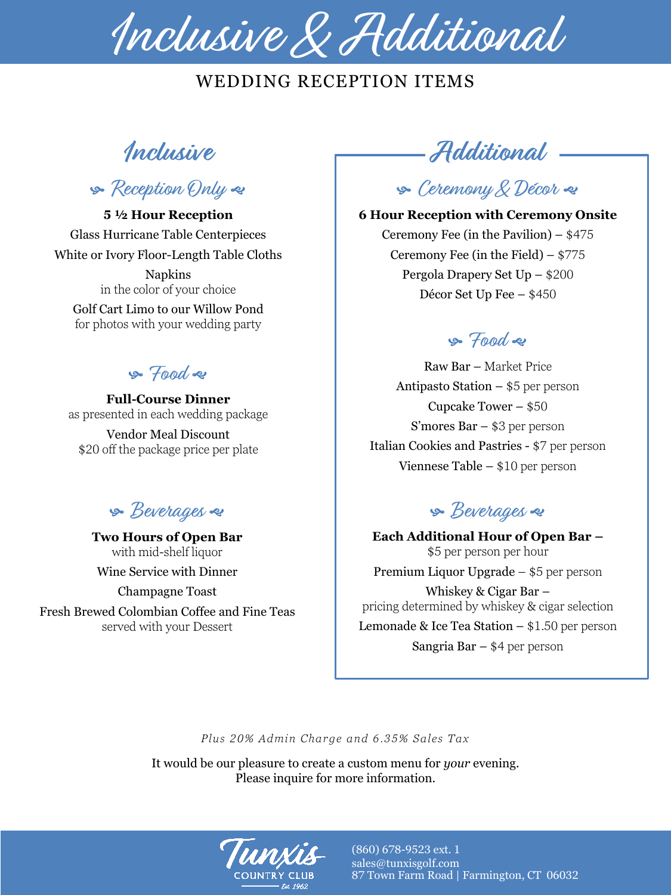# Inclusive & Additional

WEDDING RECEPTION ITEMS

## Inclusive

### Reception Only

**5 ½ Hour Reception**

Glass Hurricane Table Centerpieces

White or Ivory Floor-Length Table Cloths

Napkins
in the color of your choice

Golf Cart Limo to our Willow Pond
for photos with your wedding party

### Food

**Full-Course Dinner**
as presented in each wedding package

Vendor Meal Discount
$20 off the package price per plate

### Beverages

**Two Hours of Open Bar**
with mid-shelf liquor

Wine Service with Dinner

Champagne Toast

Fresh Brewed Colombian Coffee and Fine Teas
served with your Dessert

## Additional

### Ceremony & Décor

**6 Hour Reception with Ceremony Onsite**

Ceremony Fee (in the Pavilion) – $475

Ceremony Fee (in the Field) – $775

Pergola Drapery Set Up – $200

Décor Set Up Fee – $450

### Food

Raw Bar – Market Price

Antipasto Station – $5 per person

Cupcake Tower – $50

S'mores Bar – $3 per person

Italian Cookies and Pastries - $7 per person

Viennese Table – $10 per person

### Beverages

**Each Additional Hour of Open Bar –**
$5 per person per hour

Premium Liquor Upgrade – $5 per person

Whiskey & Cigar Bar –
pricing determined by whiskey & cigar selection

Lemonade & Ice Tea Station – $1.50 per person

Sangria Bar – $4 per person

*Plus 20% Admin Charge and 6.35% Sales Tax*

It would be our pleasure to create a custom menu for *your* evening.
Please inquire for more information.

Tunxis Country Club
Est. 1962

(860) 678-9523 ext. 1
sales@tunxisgolf.com
87 Town Farm Road | Farmington, CT 06032